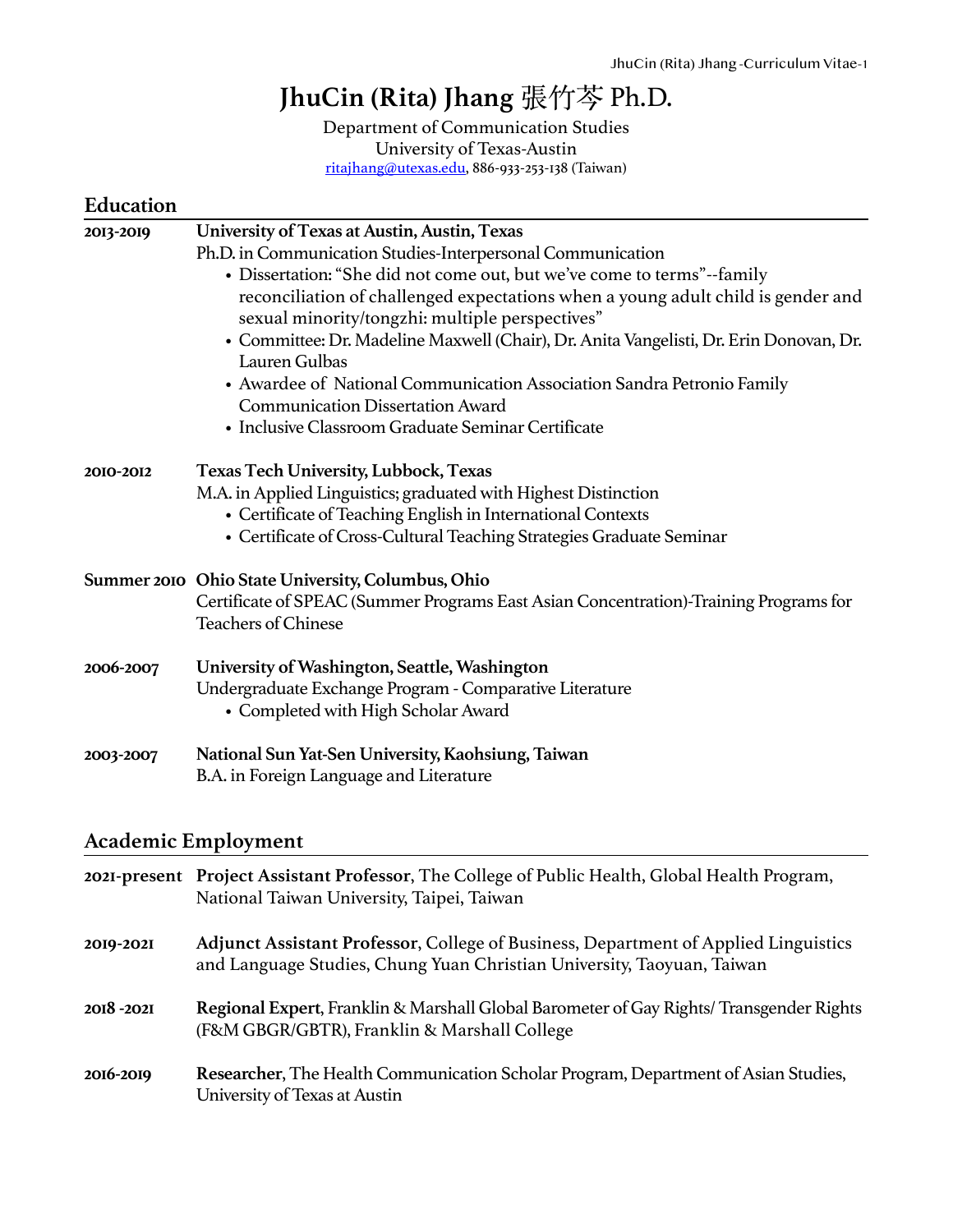# JhuCin (Rita) Jhang 張竹芩 Ph.D.

Department of Communication Studies
University of Texas-Austin
ritajhang@utexas.edu, 886-933-253-138 (Taiwan)

## Education

**2013-2019** **University of Texas at Austin, Austin, Texas**
Ph.D. in Communication Studies-Interpersonal Communication
- Dissertation: "She did not come out, but we've come to terms"--family reconciliation of challenged expectations when a young adult child is gender and sexual minority/tongzhi: multiple perspectives"
- Committee: Dr. Madeline Maxwell (Chair), Dr. Anita Vangelisti, Dr. Erin Donovan, Dr. Lauren Gulbas
- Awardee of National Communication Association Sandra Petronio Family Communication Dissertation Award
- Inclusive Classroom Graduate Seminar Certificate

**2010-2012** **Texas Tech University, Lubbock, Texas**
M.A. in Applied Linguistics; graduated with Highest Distinction
- Certificate of Teaching English in International Contexts
- Certificate of Cross-Cultural Teaching Strategies Graduate Seminar

**Summer 2010** **Ohio State University, Columbus, Ohio**
Certificate of SPEAC (Summer Programs East Asian Concentration)-Training Programs for Teachers of Chinese

**2006-2007** **University of Washington, Seattle, Washington**
Undergraduate Exchange Program - Comparative Literature
- Completed with High Scholar Award

**2003-2007** **National Sun Yat-Sen University, Kaohsiung, Taiwan**
B.A. in Foreign Language and Literature

## Academic Employment

**2021-present** **Project Assistant Professor**, The College of Public Health, Global Health Program, National Taiwan University, Taipei, Taiwan

**2019-2021** **Adjunct Assistant Professor**, College of Business, Department of Applied Linguistics and Language Studies, Chung Yuan Christian University, Taoyuan, Taiwan

**2018 -2021** **Regional Expert**, Franklin & Marshall Global Barometer of Gay Rights/ Transgender Rights (F&M GBGR/GBTR), Franklin & Marshall College

**2016-2019** **Researcher**, The Health Communication Scholar Program, Department of Asian Studies, University of Texas at Austin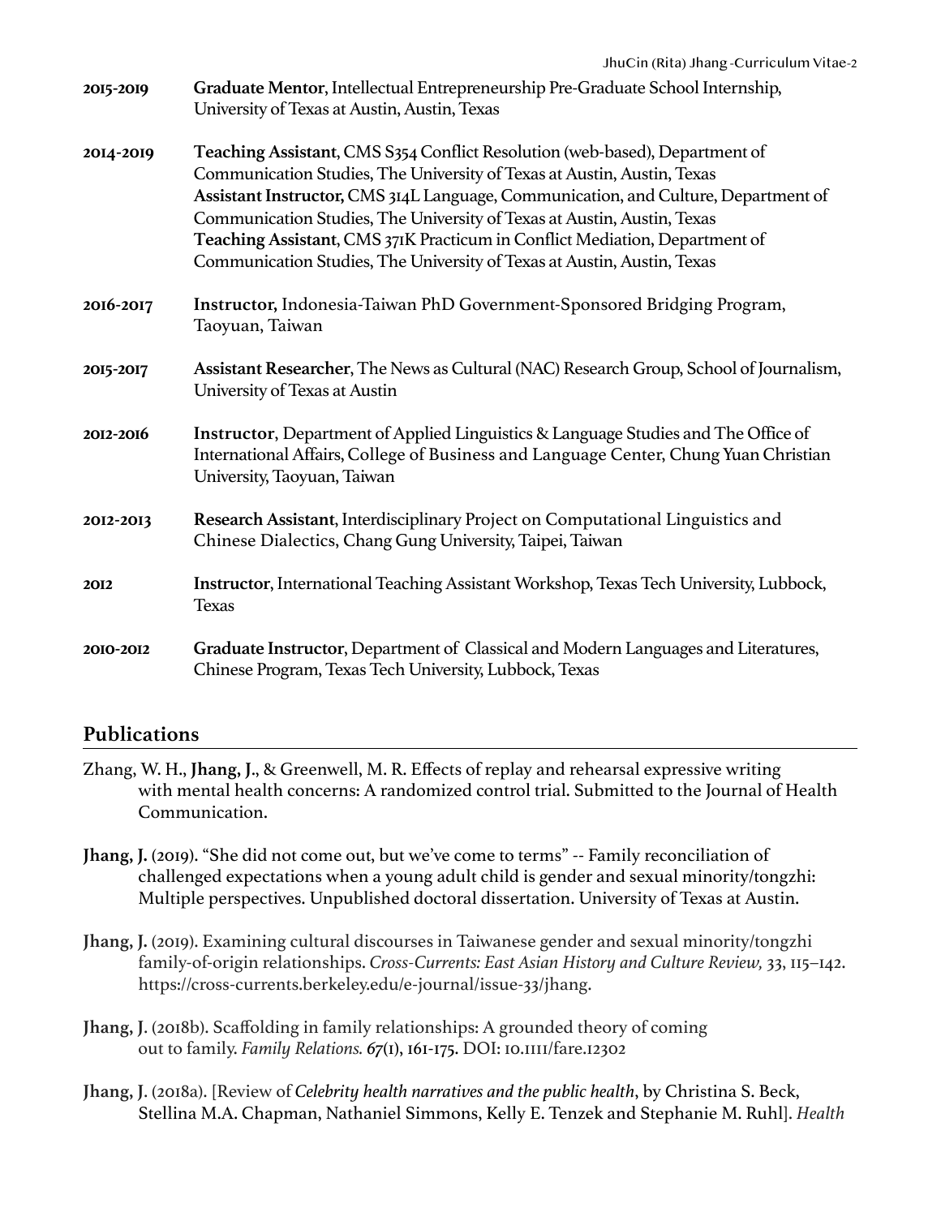**2015-2019** **Graduate Mentor**, Intellectual Entrepreneurship Pre-Graduate School Internship, University of Texas at Austin, Austin, Texas

**2014-2019** **Teaching Assistant**, CMS S354 Conflict Resolution (web-based), Department of Communication Studies, The University of Texas at Austin, Austin, Texas
**Assistant Instructor,** CMS 314L Language, Communication, and Culture, Department of Communication Studies, The University of Texas at Austin, Austin, Texas
**Teaching Assistant**, CMS 371K Practicum in Conflict Mediation, Department of Communication Studies, The University of Texas at Austin, Austin, Texas

**2016-2017** **Instructor,** Indonesia-Taiwan PhD Government-Sponsored Bridging Program, Taoyuan, Taiwan

**2015-2017** **Assistant Researcher**, The News as Cultural (NAC) Research Group, School of Journalism, University of Texas at Austin

**2012-2016** **Instructor**, Department of Applied Linguistics & Language Studies and The Office of International Affairs, College of Business and Language Center, Chung Yuan Christian University, Taoyuan, Taiwan

**2012-2013** **Research Assistant**, Interdisciplinary Project on Computational Linguistics and Chinese Dialectics, Chang Gung University, Taipei, Taiwan

**2012** **Instructor**, International Teaching Assistant Workshop, Texas Tech University, Lubbock, Texas

**2010-2012** **Graduate Instructor**, Department of Classical and Modern Languages and Literatures, Chinese Program, Texas Tech University, Lubbock, Texas

## Publications

Zhang, W. H., **Jhang, J.**, & Greenwell, M. R. Effects of replay and rehearsal expressive writing with mental health concerns: A randomized control trial. Submitted to the Journal of Health Communication.

**Jhang, J.** (2019). "She did not come out, but we've come to terms" -- Family reconciliation of challenged expectations when a young adult child is gender and sexual minority/tongzhi: Multiple perspectives. Unpublished doctoral dissertation. University of Texas at Austin.

**Jhang, J.** (2019). Examining cultural discourses in Taiwanese gender and sexual minority/tongzhi family-of-origin relationships. *Cross-Currents: East Asian History and Culture Review, 33*, 115–142. https://cross-currents.berkeley.edu/e-journal/issue-33/jhang.

**Jhang, J**. (2018b). Scaffolding in family relationships: A grounded theory of coming out to family. *Family Relations. 67*(1), 161-175. DOI: 10.1111/fare.12302

**Jhang, J**. (2018a). [Review of *Celebrity health narratives and the public health*, by Christina S. Beck, Stellina M.A. Chapman, Nathaniel Simmons, Kelly E. Tenzek and Stephanie M. Ruhl]. *Health*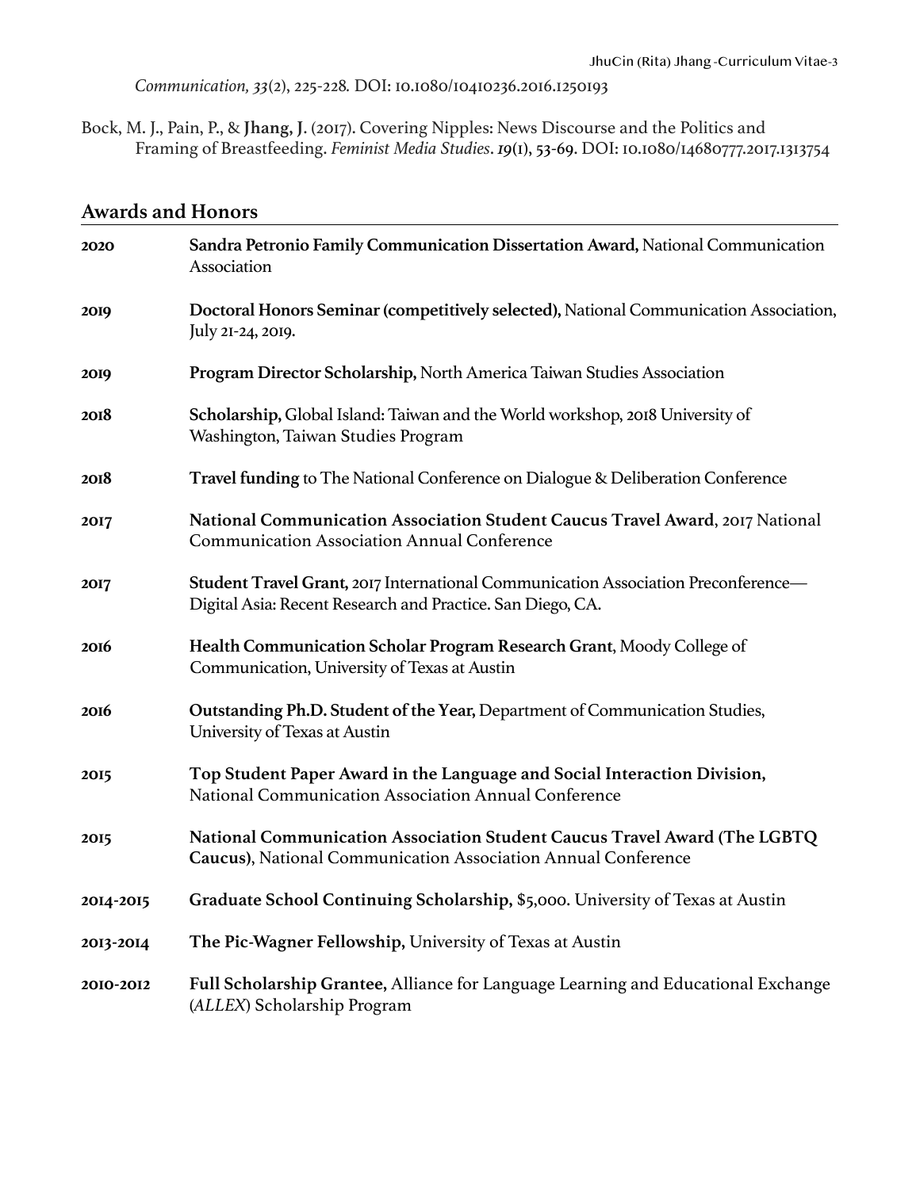*Communication, 33*(2), 225-228. DOI: 10.1080/10410236.2016.1250193

Bock, M. J., Pain, P., & **Jhang, J.** (2017). Covering Nipples: News Discourse and the Politics and Framing of Breastfeeding. *Feminist Media Studies*. ***19***(1), 53-69. DOI: 10.1080/14680777.2017.1313754

## Awards and Honors

**2020** — **Sandra Petronio Family Communication Dissertation Award,** National Communication Association

**2019** — **Doctoral Honors Seminar (competitively selected),** National Communication Association, July 21-24, 2019.

**2019** — **Program Director Scholarship,** North America Taiwan Studies Association

**2018** — **Scholarship,** Global Island: Taiwan and the World workshop, 2018 University of Washington, Taiwan Studies Program

**2018** — **Travel funding** to The National Conference on Dialogue & Deliberation Conference

**2017** — **National Communication Association Student Caucus Travel Award**, 2017 National Communication Association Annual Conference

**2017** — **Student Travel Grant,** 2017 International Communication Association Preconference—Digital Asia: Recent Research and Practice. San Diego, CA.

**2016** — **Health Communication Scholar Program Research Grant**, Moody College of Communication, University of Texas at Austin

**2016** — **Outstanding Ph.D. Student of the Year,** Department of Communication Studies, University of Texas at Austin

**2015** — **Top Student Paper Award in the Language and Social Interaction Division,** National Communication Association Annual Conference

**2015** — **National Communication Association Student Caucus Travel Award (The LGBTQ Caucus)**, National Communication Association Annual Conference

**2014-2015** — **Graduate School Continuing Scholarship,** $5,000. University of Texas at Austin

**2013-2014** — **The Pic-Wagner Fellowship,** University of Texas at Austin

**2010-2012** — **Full Scholarship Grantee,** Alliance for Language Learning and Educational Exchange (*ALLEX*) Scholarship Program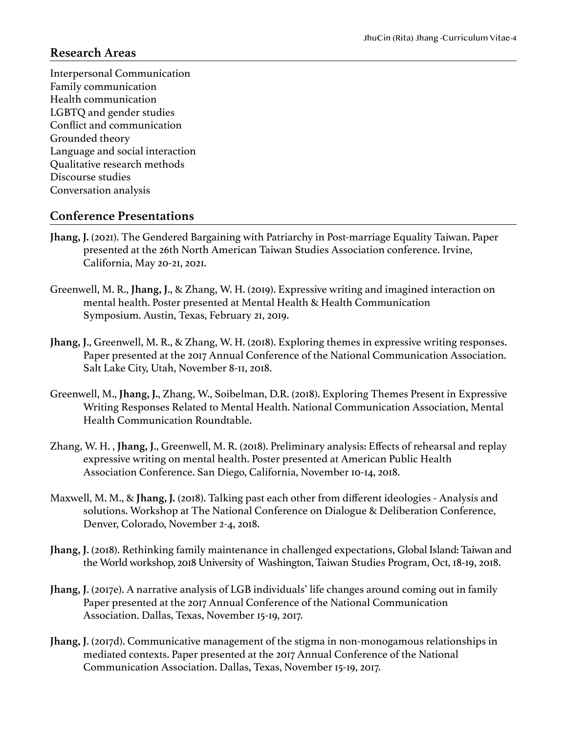## Research Areas

Interpersonal Communication
Family communication
Health communication
LGBTQ and gender studies
Conflict and communication
Grounded theory
Language and social interaction
Qualitative research methods
Discourse studies
Conversation analysis

## Conference Presentations

**Jhang, J.** (2021). The Gendered Bargaining with Patriarchy in Post-marriage Equality Taiwan. Paper presented at the 26th North American Taiwan Studies Association conference. Irvine, California, May 20-21, 2021.

Greenwell, M. R., **Jhang, J**., & Zhang, W. H. (2019). Expressive writing and imagined interaction on mental health. Poster presented at Mental Health & Health Communication Symposium. Austin, Texas, February 21, 2019.

**Jhang, J**., Greenwell, M. R., & Zhang, W. H. (2018). Exploring themes in expressive writing responses. Paper presented at the 2017 Annual Conference of the National Communication Association. Salt Lake City, Utah, November 8-11, 2018.

Greenwell, M., **Jhang, J.**, Zhang, W., Soibelman, D.R. (2018). Exploring Themes Present in Expressive Writing Responses Related to Mental Health. National Communication Association, Mental Health Communication Roundtable.

Zhang, W. H. , **Jhang, J**., Greenwell, M. R. (2018). Preliminary analysis: Effects of rehearsal and replay expressive writing on mental health. Poster presented at American Public Health Association Conference. San Diego, California, November 10-14, 2018.

Maxwell, M. M., & **Jhang, J.** (2018). Talking past each other from different ideologies - Analysis and solutions. Workshop at The National Conference on Dialogue & Deliberation Conference, Denver, Colorado, November 2-4, 2018.

**Jhang, J.** (2018). Rethinking family maintenance in challenged expectations, Global Island: Taiwan and the World workshop, 2018 University of Washington, Taiwan Studies Program, Oct, 18-19, 2018.

**Jhang, J.** (2017e). A narrative analysis of LGB individuals' life changes around coming out in family Paper presented at the 2017 Annual Conference of the National Communication Association. Dallas, Texas, November 15-19, 2017.

**Jhang, J.** (2017d). Communicative management of the stigma in non-monogamous relationships in mediated contexts. Paper presented at the 2017 Annual Conference of the National Communication Association. Dallas, Texas, November 15-19, 2017.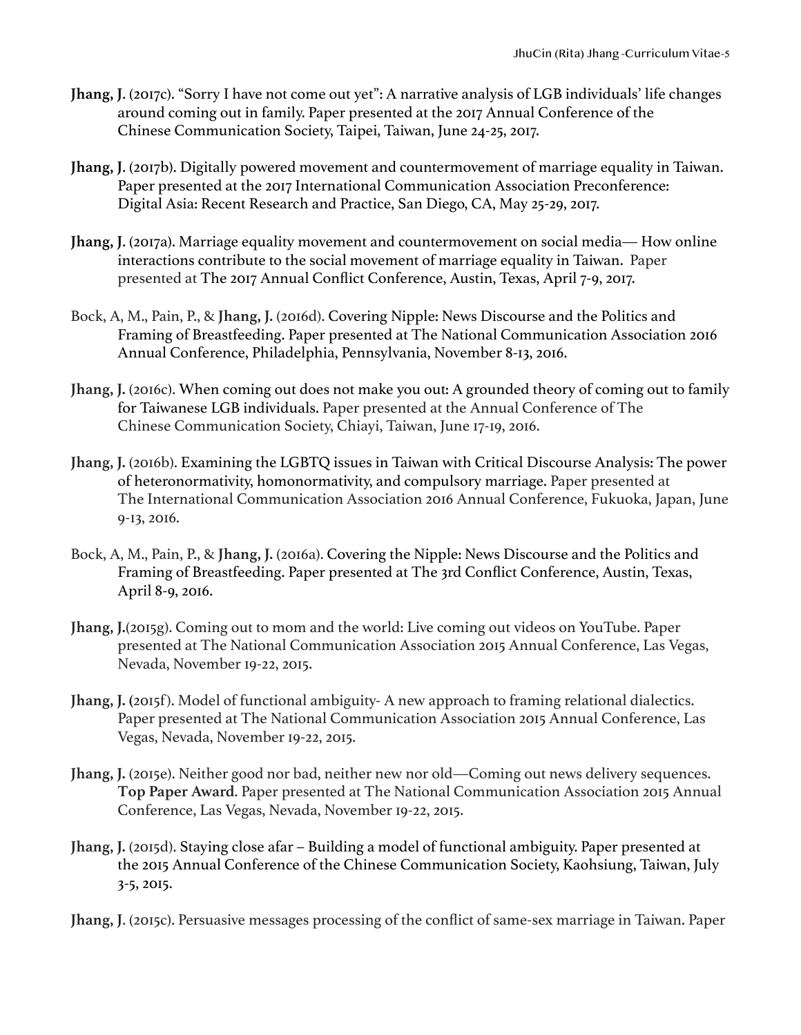**Jhang, J**. (2017c). “Sorry I have not come out yet”: A narrative analysis of LGB individuals’ life changes around coming out in family. Paper presented at the 2017 Annual Conference of the Chinese Communication Society, Taipei, Taiwan, June 24-25, 2017.

**Jhang, J**. (2017b). Digitally powered movement and countermovement of marriage equality in Taiwan. Paper presented at the 2017 International Communication Association Preconference: Digital Asia: Recent Research and Practice, San Diego, CA, May 25-29, 2017.

**Jhang, J**. (2017a). Marriage equality movement and countermovement on social media— How online interactions contribute to the social movement of marriage equality in Taiwan. Paper presented at The 2017 Annual Conflict Conference, Austin, Texas, April 7-9, 2017.

Bock, A, M., Pain, P., & **Jhang, J.** (2016d). Covering Nipple: News Discourse and the Politics and Framing of Breastfeeding. Paper presented at The National Communication Association 2016 Annual Conference, Philadelphia, Pennsylvania, November 8-13, 2016.

**Jhang, J.** (2016c). When coming out does not make you out: A grounded theory of coming out to family for Taiwanese LGB individuals. Paper presented at the Annual Conference of The Chinese Communication Society, Chiayi, Taiwan, June 17-19, 2016.

**Jhang, J.** (2016b). Examining the LGBTQ issues in Taiwan with Critical Discourse Analysis: The power of heteronormativity, homonormativity, and compulsory marriage. Paper presented at The International Communication Association 2016 Annual Conference, Fukuoka, Japan, June 9-13, 2016.

Bock, A, M., Pain, P., & **Jhang, J.** (2016a). Covering the Nipple: News Discourse and the Politics and Framing of Breastfeeding. Paper presented at The 3rd Conflict Conference, Austin, Texas, April 8-9, 2016.

**Jhang, J.**(2015g). Coming out to mom and the world: Live coming out videos on YouTube. Paper presented at The National Communication Association 2015 Annual Conference, Las Vegas, Nevada, November 19-22, 2015.

**Jhang, J. (**2015f). Model of functional ambiguity- A new approach to framing relational dialectics. Paper presented at The National Communication Association 2015 Annual Conference, Las Vegas, Nevada, November 19-22, 2015.

**Jhang, J.** (2015e). Neither good nor bad, neither new nor old—Coming out news delivery sequences. **Top Paper Award**. Paper presented at The National Communication Association 2015 Annual Conference, Las Vegas, Nevada, November 19-22, 2015.

**Jhang, J.** (2015d). Staying close afar – Building a model of functional ambiguity. Paper presented at the 2015 Annual Conference of the Chinese Communication Society, Kaohsiung, Taiwan, July 3-5, 2015.

**Jhang, J.** (2015c). Persuasive messages processing of the conflict of same-sex marriage in Taiwan. Paper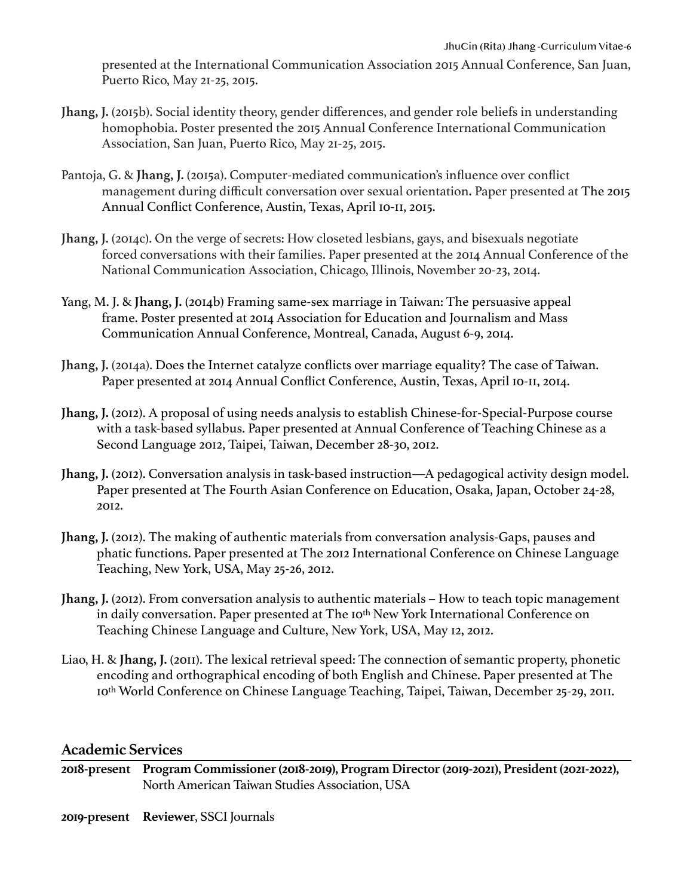presented at the International Communication Association 2015 Annual Conference, San Juan, Puerto Rico, May 21-25, 2015.

**Jhang, J.** (2015b). Social identity theory, gender differences, and gender role beliefs in understanding homophobia. Poster presented the 2015 Annual Conference International Communication Association, San Juan, Puerto Rico, May 21-25, 2015.

Pantoja, G. & **Jhang, J.** (2015a). Computer-mediated communication's influence over conflict management during difficult conversation over sexual orientation. Paper presented at The 2015 Annual Conflict Conference, Austin, Texas, April 10-11, 2015.

**Jhang, J.** (2014c). On the verge of secrets: How closeted lesbians, gays, and bisexuals negotiate forced conversations with their families. Paper presented at the 2014 Annual Conference of the National Communication Association, Chicago, Illinois, November 20-23, 2014.

Yang, M. J. & **Jhang, J.** (2014b) Framing same-sex marriage in Taiwan: The persuasive appeal frame. Poster presented at 2014 Association for Education and Journalism and Mass Communication Annual Conference, Montreal, Canada, August 6-9, 2014.

**Jhang, J.** (2014a). Does the Internet catalyze conflicts over marriage equality? The case of Taiwan. Paper presented at 2014 Annual Conflict Conference, Austin, Texas, April 10-11, 2014.

**Jhang, J.** (2012). A proposal of using needs analysis to establish Chinese-for-Special-Purpose course with a task-based syllabus. Paper presented at Annual Conference of Teaching Chinese as a Second Language 2012, Taipei, Taiwan, December 28-30, 2012.

**Jhang, J.** (2012). Conversation analysis in task-based instruction—A pedagogical activity design model. Paper presented at The Fourth Asian Conference on Education, Osaka, Japan, October 24-28, 2012.

**Jhang, J.** (2012). The making of authentic materials from conversation analysis-Gaps, pauses and phatic functions. Paper presented at The 2012 International Conference on Chinese Language Teaching, New York, USA, May 25-26, 2012.

**Jhang, J.** (2012). From conversation analysis to authentic materials – How to teach topic management in daily conversation. Paper presented at The 10th New York International Conference on Teaching Chinese Language and Culture, New York, USA, May 12, 2012.

Liao, H. & **Jhang, J.** (2011). The lexical retrieval speed: The connection of semantic property, phonetic encoding and orthographical encoding of both English and Chinese. Paper presented at The 10th World Conference on Chinese Language Teaching, Taipei, Taiwan, December 25-29, 2011.

## Academic Services

**2018-present** **Program Commissioner (2018-2019), Program Director (2019-2021), President (2021-2022),** North American Taiwan Studies Association, USA

**2019-present** **Reviewer**, SSCI Journals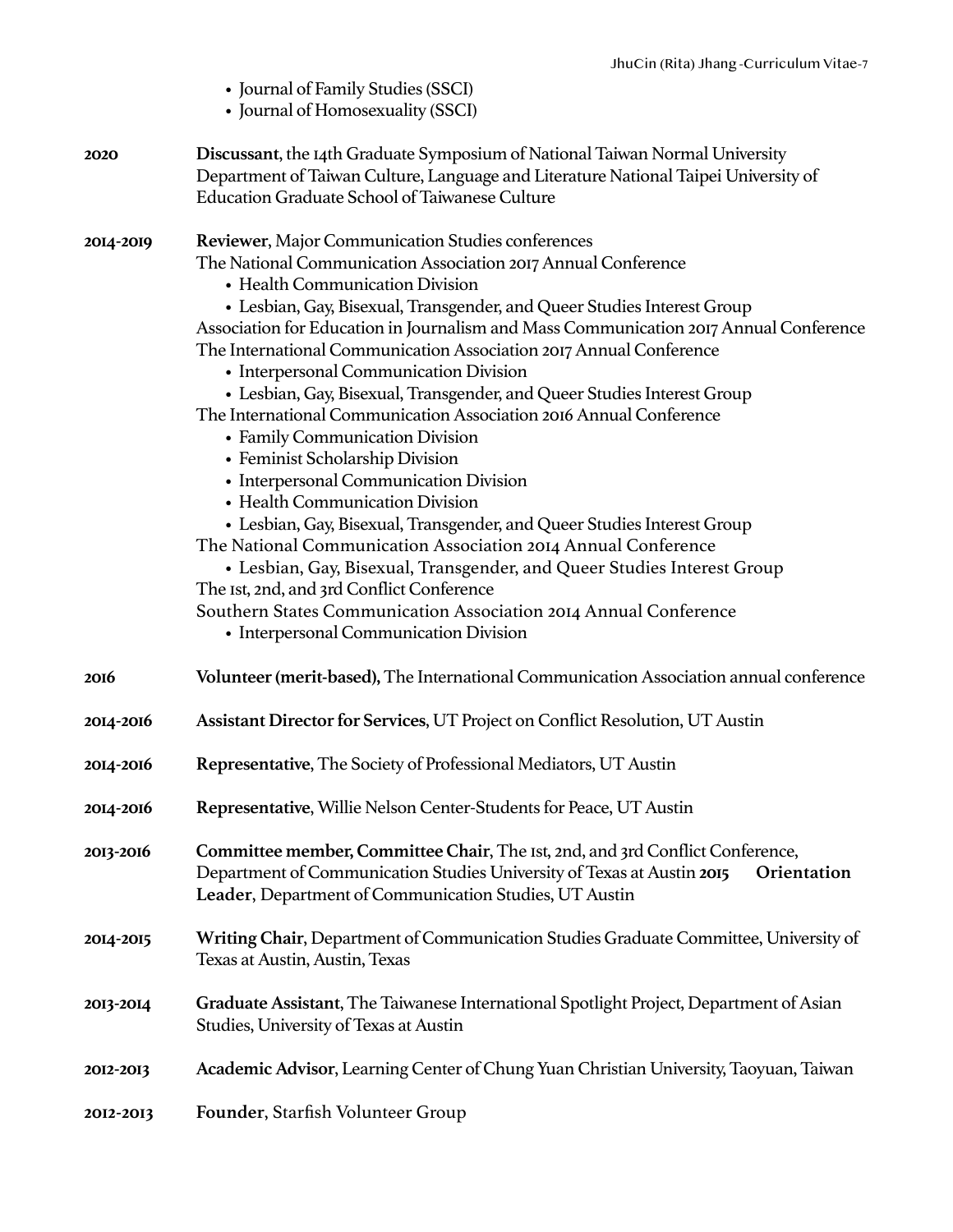- Journal of Family Studies (SSCI)
- Journal of Homosexuality (SSCI)

**2020** **Discussant**, the 14th Graduate Symposium of National Taiwan Normal University Department of Taiwan Culture, Language and Literature National Taipei University of Education Graduate School of Taiwanese Culture

**2014-2019** **Reviewer**, Major Communication Studies conferences

The National Communication Association 2017 Annual Conference
- Health Communication Division
- Lesbian, Gay, Bisexual, Transgender, and Queer Studies Interest Group

Association for Education in Journalism and Mass Communication 2017 Annual Conference

The International Communication Association 2017 Annual Conference
- Interpersonal Communication Division
- Lesbian, Gay, Bisexual, Transgender, and Queer Studies Interest Group

The International Communication Association 2016 Annual Conference
- Family Communication Division
- Feminist Scholarship Division
- Interpersonal Communication Division
- Health Communication Division
- Lesbian, Gay, Bisexual, Transgender, and Queer Studies Interest Group

The National Communication Association 2014 Annual Conference
- Lesbian, Gay, Bisexual, Transgender, and Queer Studies Interest Group

The 1st, 2nd, and 3rd Conflict Conference

Southern States Communication Association 2014 Annual Conference
- Interpersonal Communication Division

**2016** **Volunteer (merit-based),** The International Communication Association annual conference

**2014-2016** **Assistant Director for Services**, UT Project on Conflict Resolution, UT Austin

**2014-2016** **Representative**, The Society of Professional Mediators, UT Austin

**2014-2016** **Representative**, Willie Nelson Center-Students for Peace, UT Austin

**2013-2016** **Committee member, Committee Chair**, The 1st, 2nd, and 3rd Conflict Conference, Department of Communication Studies University of Texas at Austin

**2015** **Orientation Leader**, Department of Communication Studies, UT Austin

**2014-2015** **Writing Chair**, Department of Communication Studies Graduate Committee, University of Texas at Austin, Austin, Texas

**2013-2014** **Graduate Assistant**, The Taiwanese International Spotlight Project, Department of Asian Studies, University of Texas at Austin

**2012-2013** **Academic Advisor**, Learning Center of Chung Yuan Christian University, Taoyuan, Taiwan

**2012-2013** **Founder**, Starfish Volunteer Group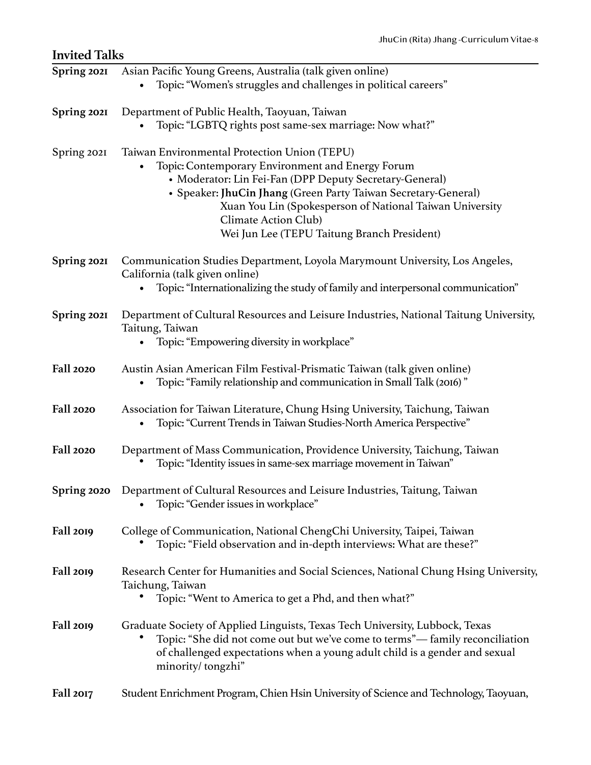## Invited Talks

**Spring 2021** Asian Pacific Young Greens, Australia (talk given online)
- Topic: "Women's struggles and challenges in political careers"

**Spring 2021** Department of Public Health, Taoyuan, Taiwan
- Topic: "LGBTQ rights post same-sex marriage: Now what?"

Spring 2021 Taiwan Environmental Protection Union (TEPU)
- Topic: Contemporary Environment and Energy Forum
  - Moderator: Lin Fei-Fan (DPP Deputy Secretary-General)
  - Speaker: **JhuCin Jhang** (Green Party Taiwan Secretary-General)
    Xuan You Lin (Spokesperson of National Taiwan University Climate Action Club)
    Wei Jun Lee (TEPU Taitung Branch President)

**Spring 2021** Communication Studies Department, Loyola Marymount University, Los Angeles, California (talk given online)
- Topic: "Internationalizing the study of family and interpersonal communication"

**Spring 2021** Department of Cultural Resources and Leisure Industries, National Taitung University, Taitung, Taiwan
- Topic: "Empowering diversity in workplace"

**Fall 2020** Austin Asian American Film Festival-Prismatic Taiwan (talk given online)
- Topic: "Family relationship and communication in Small Talk (2016) "

**Fall 2020** Association for Taiwan Literature, Chung Hsing University, Taichung, Taiwan
- Topic: "Current Trends in Taiwan Studies-North America Perspective"

**Fall 2020** Department of Mass Communication, Providence University, Taichung, Taiwan
- Topic: "Identity issues in same-sex marriage movement in Taiwan"

**Spring 2020** Department of Cultural Resources and Leisure Industries, Taitung, Taiwan
- Topic: "Gender issues in workplace"

**Fall 2019** College of Communication, National ChengChi University, Taipei, Taiwan
- Topic: "Field observation and in-depth interviews: What are these?"

**Fall 2019** Research Center for Humanities and Social Sciences, National Chung Hsing University, Taichung, Taiwan
- Topic: "Went to America to get a Phd, and then what?"

**Fall 2019** Graduate Society of Applied Linguists, Texas Tech University, Lubbock, Texas
- Topic: "She did not come out but we've come to terms"— family reconciliation of challenged expectations when a young adult child is a gender and sexual minority/ tongzhi"

**Fall 2017** Student Enrichment Program, Chien Hsin University of Science and Technology, Taoyuan,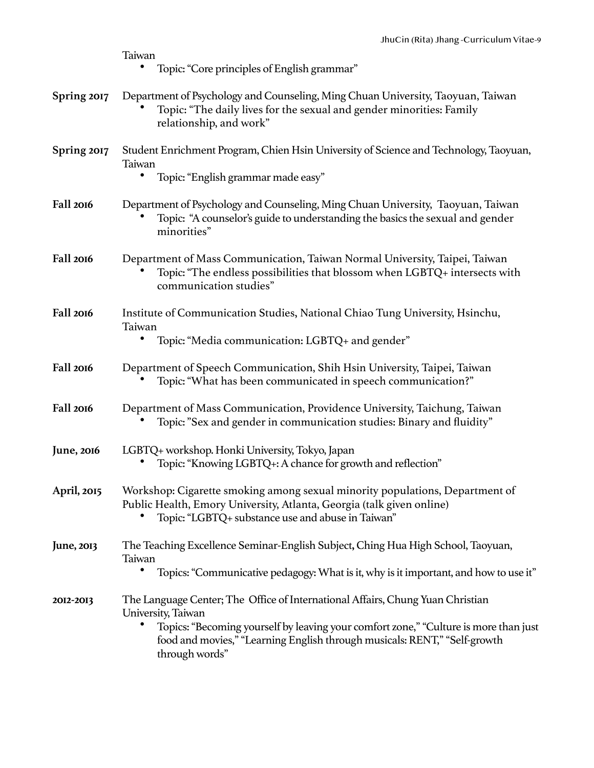Taiwan

- Topic: "Core principles of English grammar"

**Spring 2017** Department of Psychology and Counseling, Ming Chuan University, Taoyuan, Taiwan

- Topic: "The daily lives for the sexual and gender minorities: Family relationship, and work"

**Spring 2017** Student Enrichment Program, Chien Hsin University of Science and Technology, Taoyuan, Taiwan

- Topic: "English grammar made easy"

**Fall 2016** Department of Psychology and Counseling, Ming Chuan University, Taoyuan, Taiwan

- Topic: "A counselor's guide to understanding the basics the sexual and gender minorities"

**Fall 2016** Department of Mass Communication, Taiwan Normal University, Taipei, Taiwan

- Topic: "The endless possibilities that blossom when LGBTQ+ intersects with communication studies"

**Fall 2016** Institute of Communication Studies, National Chiao Tung University, Hsinchu, Taiwan

- Topic: "Media communication: LGBTQ+ and gender"

**Fall 2016** Department of Speech Communication, Shih Hsin University, Taipei, Taiwan

- Topic: "What has been communicated in speech communication?"

**Fall 2016** Department of Mass Communication, Providence University, Taichung, Taiwan

- Topic: "Sex and gender in communication studies: Binary and fluidity"

**June, 2016** LGBTQ+ workshop. Honki University, Tokyo, Japan

- Topic: "Knowing LGBTQ+: A chance for growth and reflection"

**April, 2015** Workshop: Cigarette smoking among sexual minority populations, Department of Public Health, Emory University, Atlanta, Georgia (talk given online)

- Topic: "LGBTQ+ substance use and abuse in Taiwan"

**June, 2013** The Teaching Excellence Seminar-English Subject, Ching Hua High School, Taoyuan, Taiwan

- Topics: "Communicative pedagogy: What is it, why is it important, and how to use it"

**2012-2013** The Language Center; The Office of International Affairs, Chung Yuan Christian University, Taiwan

- Topics: "Becoming yourself by leaving your comfort zone," "Culture is more than just food and movies," "Learning English through musicals: RENT," "Self-growth through words"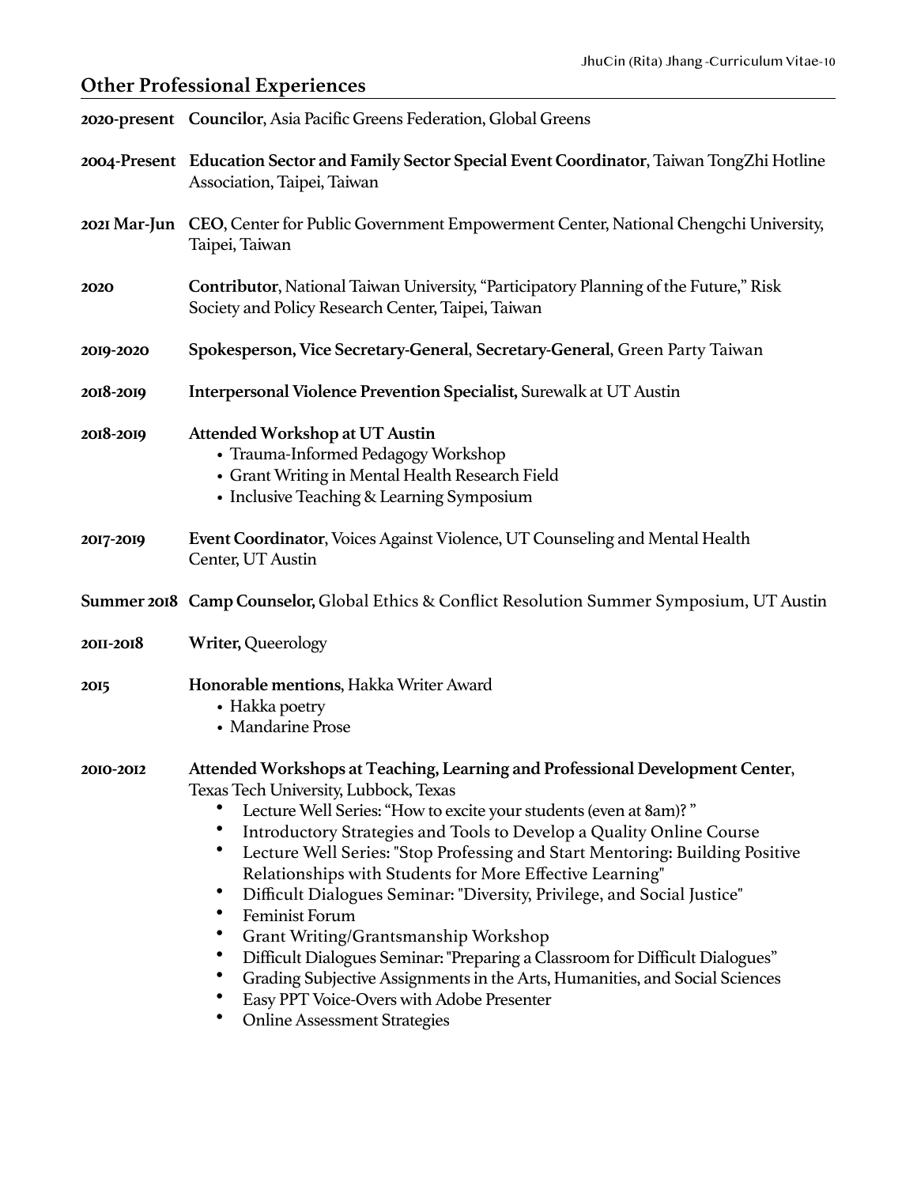## Other Professional Experiences

**2020-present** **Councilor**, Asia Pacific Greens Federation, Global Greens

**2004-Present** **Education Sector and Family Sector Special Event Coordinator**, Taiwan TongZhi Hotline Association, Taipei, Taiwan

**2021 Mar-Jun** **CEO**, Center for Public Government Empowerment Center, National Chengchi University, Taipei, Taiwan

**2020** **Contributor**, National Taiwan University, "Participatory Planning of the Future," Risk Society and Policy Research Center, Taipei, Taiwan

**2019-2020** **Spokesperson, Vice Secretary-General**, **Secretary-General**, Green Party Taiwan

**2018-2019** **Interpersonal Violence Prevention Specialist,** Surewalk at UT Austin

**2018-2019** **Attended Workshop at UT Austin**

- Trauma-Informed Pedagogy Workshop
- Grant Writing in Mental Health Research Field
- Inclusive Teaching & Learning Symposium

**2017-2019** **Event Coordinator**, Voices Against Violence, UT Counseling and Mental Health Center, UT Austin

**Summer 2018** **Camp Counselor,** Global Ethics & Conflict Resolution Summer Symposium, UT Austin

**2011-2018** **Writer,** Queerology

**2015** **Honorable mentions**, Hakka Writer Award

- Hakka poetry
- Mandarine Prose

**2010-2012** **Attended Workshops at Teaching, Learning and Professional Development Center**, Texas Tech University, Lubbock, Texas

- Lecture Well Series: "How to excite your students (even at 8am)? "
- Introductory Strategies and Tools to Develop a Quality Online Course
- Lecture Well Series: "Stop Professing and Start Mentoring: Building Positive Relationships with Students for More Effective Learning"
- Difficult Dialogues Seminar: "Diversity, Privilege, and Social Justice"
- Feminist Forum
- Grant Writing/Grantsmanship Workshop
- Difficult Dialogues Seminar: "Preparing a Classroom for Difficult Dialogues"
- Grading Subjective Assignments in the Arts, Humanities, and Social Sciences
- Easy PPT Voice-Overs with Adobe Presenter
- Online Assessment Strategies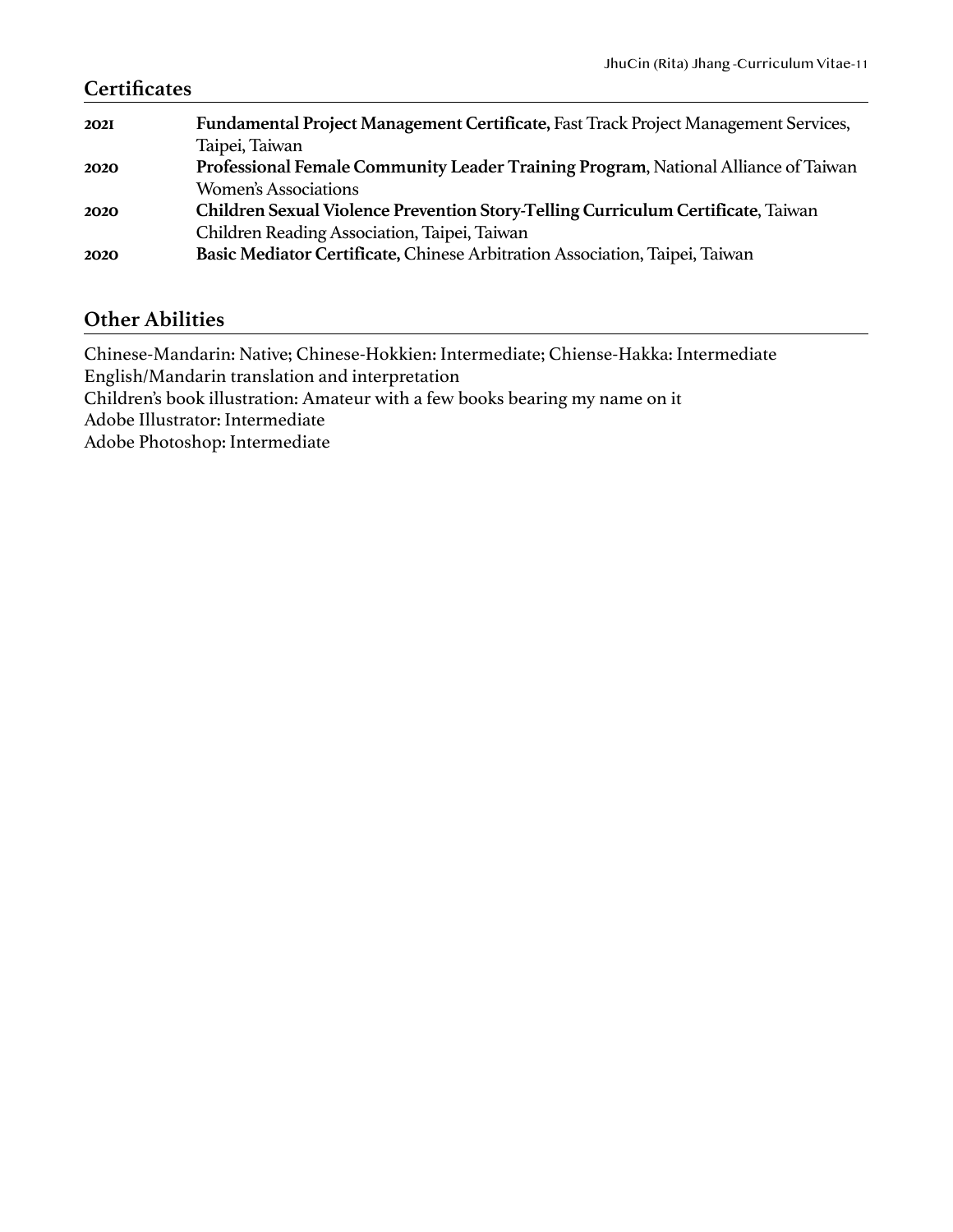## Certificates

| | |
|---|---|
| **2021** | **Fundamental Project Management Certificate,** Fast Track Project Management Services, Taipei, Taiwan |
| **2020** | **Professional Female Community Leader Training Program**, National Alliance of Taiwan Women's Associations |
| **2020** | **Children Sexual Violence Prevention Story-Telling Curriculum Certificate**, Taiwan Children Reading Association, Taipei, Taiwan |
| **2020** | **Basic Mediator Certificate,** Chinese Arbitration Association, Taipei, Taiwan |

## Other Abilities

Chinese-Mandarin: Native; Chinese-Hokkien: Intermediate; Chiense-Hakka: Intermediate
English/Mandarin translation and interpretation
Children's book illustration: Amateur with a few books bearing my name on it
Adobe Illustrator: Intermediate
Adobe Photoshop: Intermediate